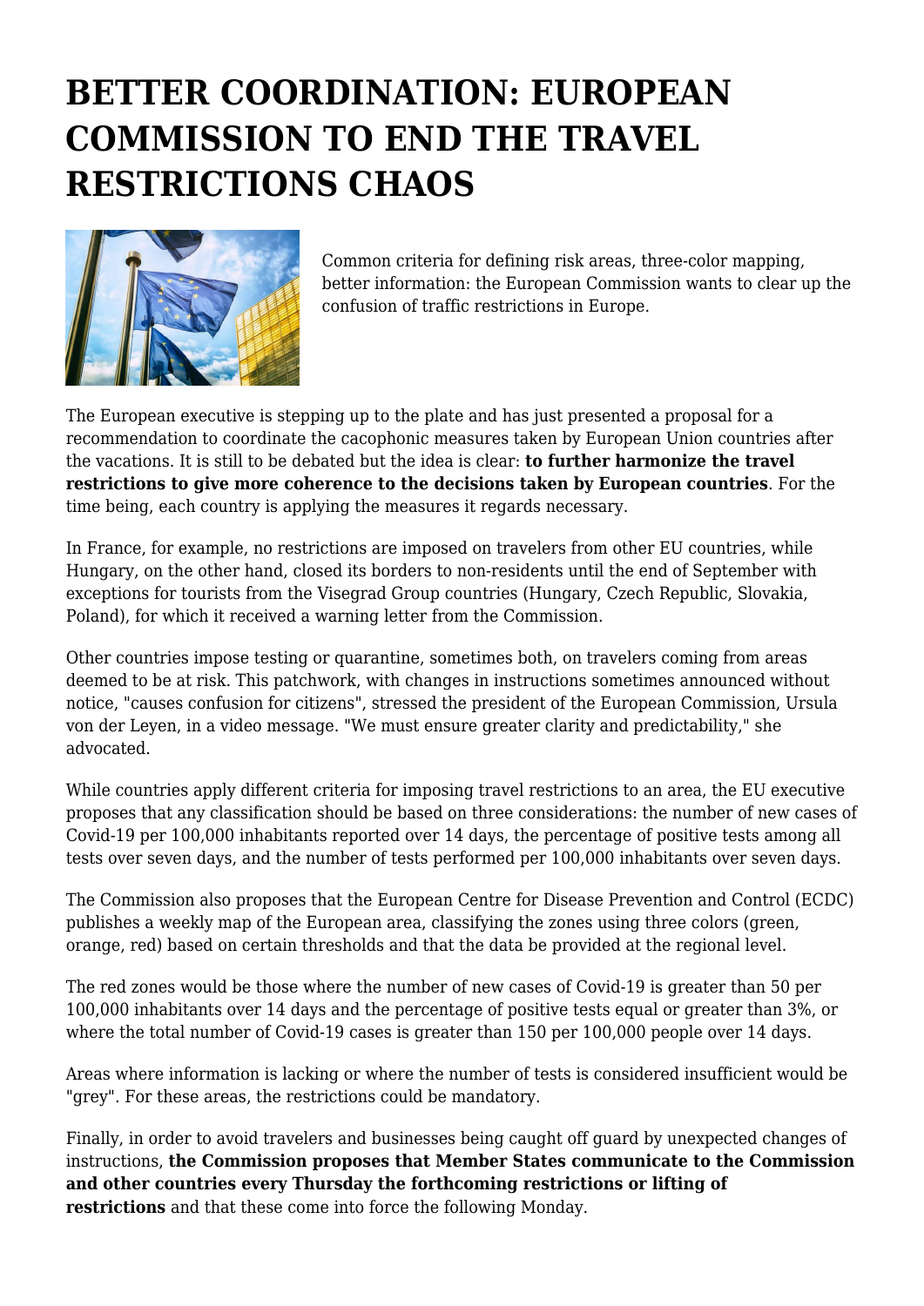# BETTER COORDINATION: EUROPEAN COMMISSION TO END THE TRAVEL RESTRICTIONS CHAOS

Common criteria for defining risk areas, three-color mapping, better information: the European Commission wants to clear up the confusion of traffic restrictions in Europe.

The European executive is stepping up to the plate and has just presented a proposal for a recommendation to coordinate the cacophonic measures taken by European Union countries after the vacations. It is still to be debated but the idea is clear: **to further harmonize the travel restrictions to give more coherence to the decisions taken by European countries**. For the time being, each country is applying the measures it regards necessary.

In France, for example, no restrictions are imposed on travelers from other EU countries, while Hungary, on the other hand, closed its borders to non-residents until the end of September with exceptions for tourists from the Visegrad Group countries (Hungary, Czech Republic, Slovakia, Poland), for which it received a warning letter from the Commission.

Other countries impose testing or quarantine, sometimes both, on travelers coming from areas deemed to be at risk. This patchwork, with changes in instructions sometimes announced without notice, "causes confusion for citizens", stressed the president of the European Commission, Ursula von der Leyen, in a video message. "We must ensure greater clarity and predictability," she advocated.

While countries apply different criteria for imposing travel restrictions to an area, the EU executive proposes that any classification should be based on three considerations: the number of new cases of Covid-19 per 100,000 inhabitants reported over 14 days, the percentage of positive tests among all tests over seven days, and the number of tests performed per 100,000 inhabitants over seven days.

The Commission also proposes that the European Centre for Disease Prevention and Control (ECDC) publishes a weekly map of the European area, classifying the zones using three colors (green, orange, red) based on certain thresholds and that the data be provided at the regional level.

The red zones would be those where the number of new cases of Covid-19 is greater than 50 per 100,000 inhabitants over 14 days and the percentage of positive tests equal or greater than 3%, or where the total number of Covid-19 cases is greater than 150 per 100,000 people over 14 days.

Areas where information is lacking or where the number of tests is considered insufficient would be "grey". For these areas, the restrictions could be mandatory.

Finally, in order to avoid travelers and businesses being caught off guard by unexpected changes of instructions, **the Commission proposes that Member States communicate to the Commission and other countries every Thursday the forthcoming restrictions or lifting of restrictions** and that these come into force the following Monday.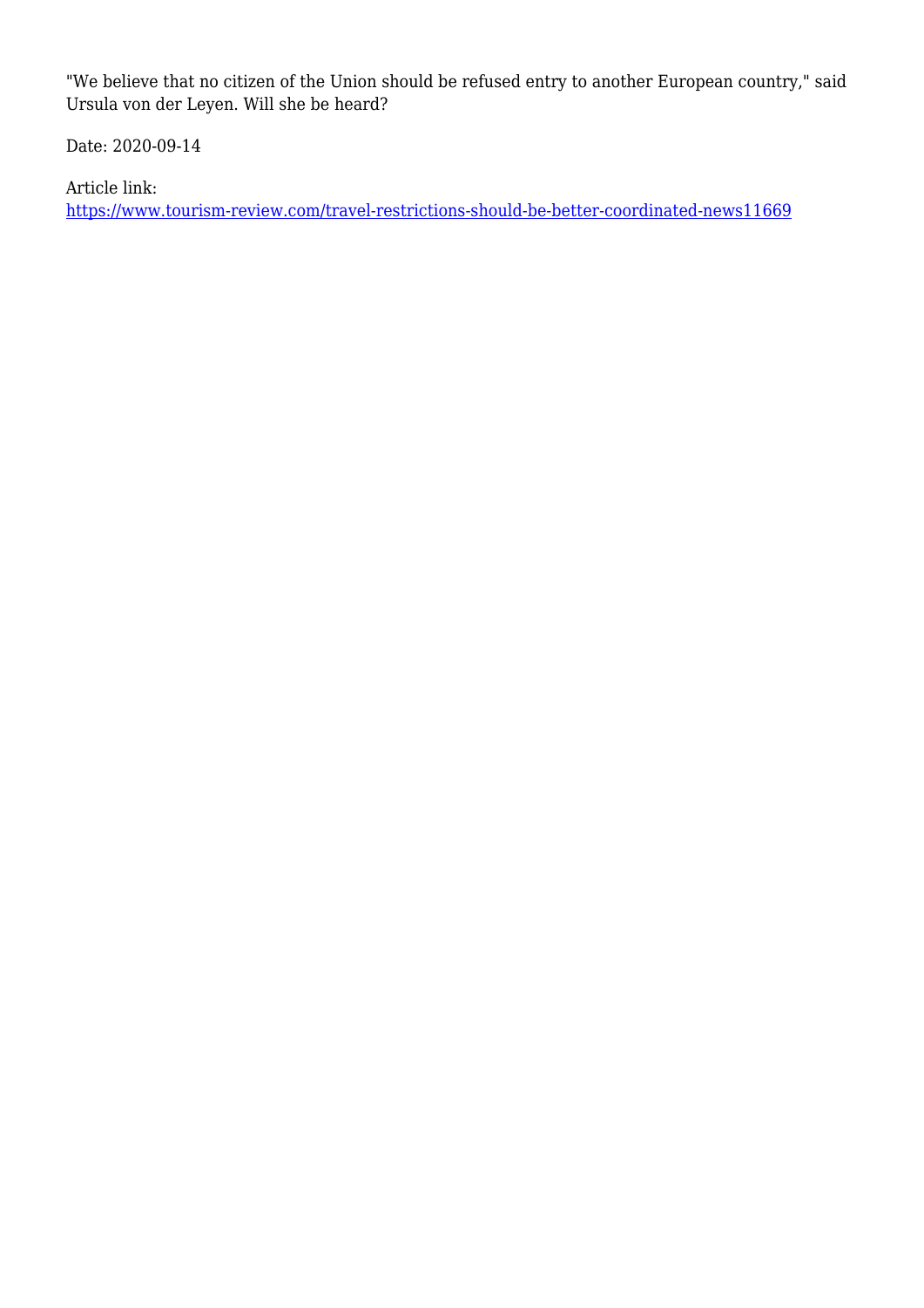"We believe that no citizen of the Union should be refused entry to another European country," said Ursula von der Leyen. Will she be heard?

Date: 2020-09-14

Article link:
[https://www.tourism-review.com/travel-restrictions-should-be-better-coordinated-news11669](https://www.tourism-review.com/travel-restrictions-should-be-better-coordinated-news11669)